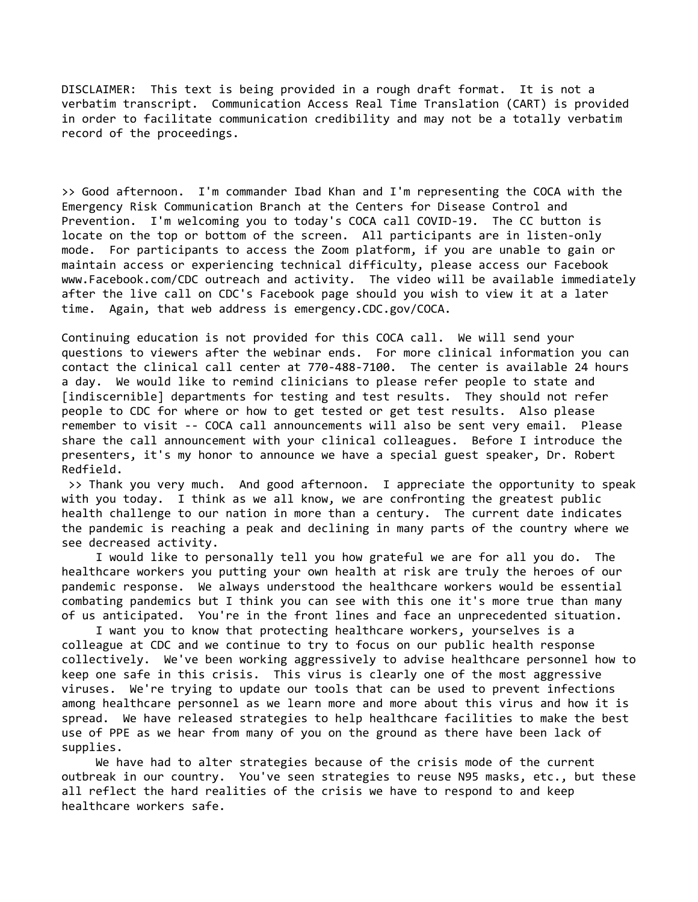DISCLAIMER: This text is being provided in a rough draft format. It is not a verbatim transcript. Communication Access Real Time Translation (CART) is provided in order to facilitate communication credibility and may not be a totally verbatim record of the proceedings.

>> Good afternoon. I'm commander Ibad Khan and I'm representing the COCA with the Emergency Risk Communication Branch at the Centers for Disease Control and Prevention. I'm welcoming you to today's COCA call COVID-19. The CC button is locate on the top or bottom of the screen. All participants are in listen-only mode. For participants to access the Zoom platform, if you are unable to gain or maintain access or experiencing technical difficulty, please access our Facebook www.Facebook.com/CDC outreach and activity. The video will be available immediately after the live call on CDC's Facebook page should you wish to view it at a later time. Again, that web address is emergency.CDC.gov/COCA.

Continuing education is not provided for this COCA call. We will send your questions to viewers after the webinar ends. For more clinical information you can contact the clinical call center at 770-488-7100. The center is available 24 hours a day. We would like to remind clinicians to please refer people to state and [indiscernible] departments for testing and test results. They should not refer people to CDC for where or how to get tested or get test results. Also please remember to visit -- COCA call announcements will also be sent very email. Please share the call announcement with your clinical colleagues. Before I introduce the presenters, it's my honor to announce we have a special guest speaker, Dr. Robert Redfield.

>> Thank you very much. And good afternoon. I appreciate the opportunity to speak with you today. I think as we all know, we are confronting the greatest public health challenge to our nation in more than a century. The current date indicates the pandemic is reaching a peak and declining in many parts of the country where we see decreased activity.

I would like to personally tell you how grateful we are for all you do. The healthcare workers you putting your own health at risk are truly the heroes of our pandemic response. We always understood the healthcare workers would be essential combating pandemics but I think you can see with this one it's more true than many of us anticipated. You're in the front lines and face an unprecedented situation.

I want you to know that protecting healthcare workers, yourselves is a colleague at CDC and we continue to try to focus on our public health response collectively. We've been working aggressively to advise healthcare personnel how to keep one safe in this crisis. This virus is clearly one of the most aggressive viruses. We're trying to update our tools that can be used to prevent infections among healthcare personnel as we learn more and more about this virus and how it is spread. We have released strategies to help healthcare facilities to make the best use of PPE as we hear from many of you on the ground as there have been lack of supplies.

We have had to alter strategies because of the crisis mode of the current outbreak in our country. You've seen strategies to reuse N95 masks, etc., but these all reflect the hard realities of the crisis we have to respond to and keep healthcare workers safe.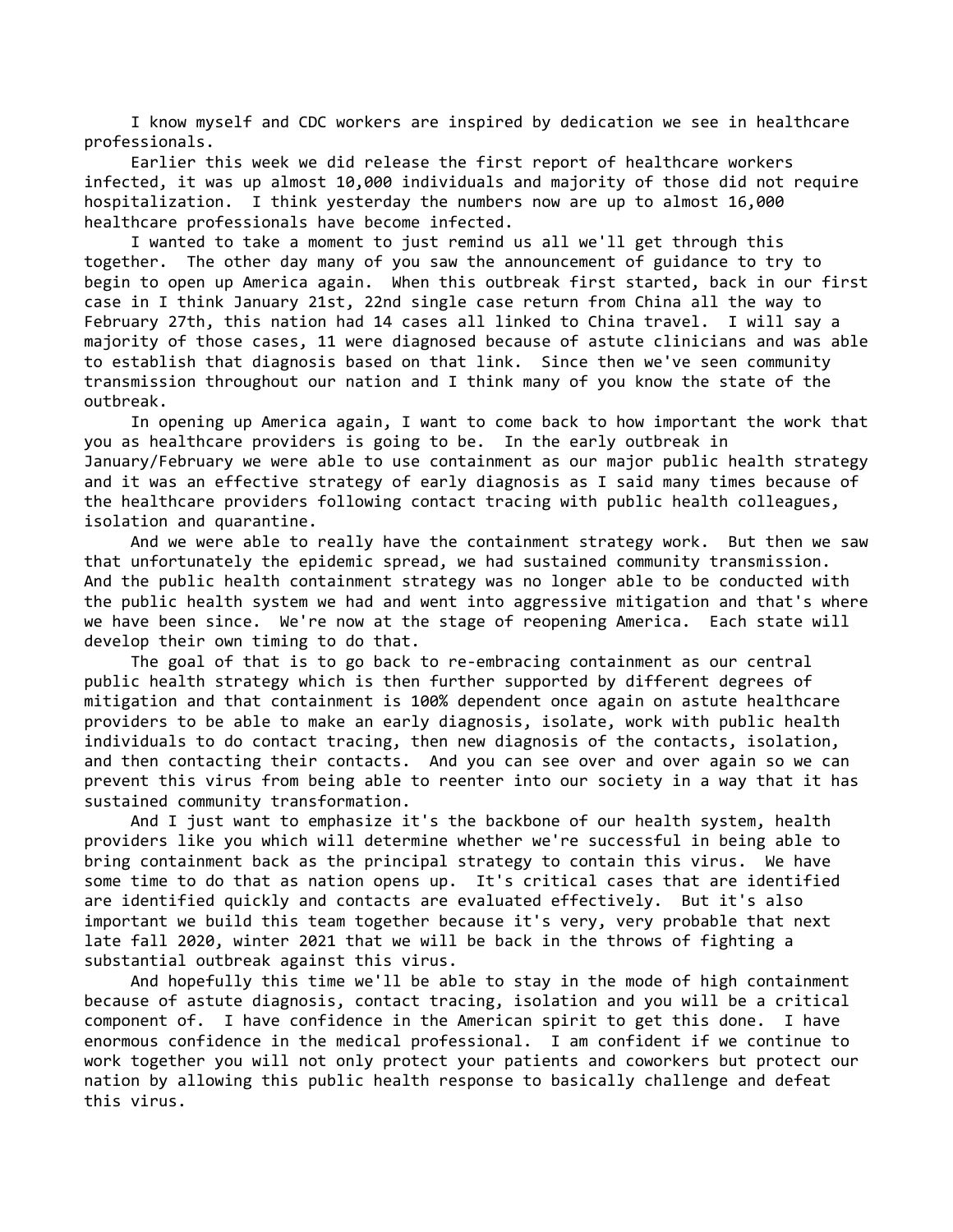I know myself and CDC workers are inspired by dedication we see in healthcare professionals.

Earlier this week we did release the first report of healthcare workers infected, it was up almost 10,000 individuals and majority of those did not require hospitalization. I think yesterday the numbers now are up to almost 16,000 healthcare professionals have become infected.

I wanted to take a moment to just remind us all we'll get through this together. The other day many of you saw the announcement of guidance to try to begin to open up America again. When this outbreak first started, back in our first case in I think January 21st, 22nd single case return from China all the way to February 27th, this nation had 14 cases all linked to China travel. I will say a majority of those cases, 11 were diagnosed because of astute clinicians and was able to establish that diagnosis based on that link. Since then we've seen community transmission throughout our nation and I think many of you know the state of the outbreak.

In opening up America again, I want to come back to how important the work that you as healthcare providers is going to be. In the early outbreak in January/February we were able to use containment as our major public health strategy and it was an effective strategy of early diagnosis as I said many times because of the healthcare providers following contact tracing with public health colleagues, isolation and quarantine.

And we were able to really have the containment strategy work. But then we saw that unfortunately the epidemic spread, we had sustained community transmission. And the public health containment strategy was no longer able to be conducted with the public health system we had and went into aggressive mitigation and that's where we have been since. We're now at the stage of reopening America. Each state will develop their own timing to do that.

The goal of that is to go back to re-embracing containment as our central public health strategy which is then further supported by different degrees of mitigation and that containment is 100% dependent once again on astute healthcare providers to be able to make an early diagnosis, isolate, work with public health individuals to do contact tracing, then new diagnosis of the contacts, isolation, and then contacting their contacts. And you can see over and over again so we can prevent this virus from being able to reenter into our society in a way that it has sustained community transformation.

And I just want to emphasize it's the backbone of our health system, health providers like you which will determine whether we're successful in being able to bring containment back as the principal strategy to contain this virus. We have some time to do that as nation opens up. It's critical cases that are identified are identified quickly and contacts are evaluated effectively. But it's also important we build this team together because it's very, very probable that next late fall 2020, winter 2021 that we will be back in the throws of fighting a substantial outbreak against this virus.

And hopefully this time we'll be able to stay in the mode of high containment because of astute diagnosis, contact tracing, isolation and you will be a critical component of. I have confidence in the American spirit to get this done. I have enormous confidence in the medical professional. I am confident if we continue to work together you will not only protect your patients and coworkers but protect our nation by allowing this public health response to basically challenge and defeat this virus.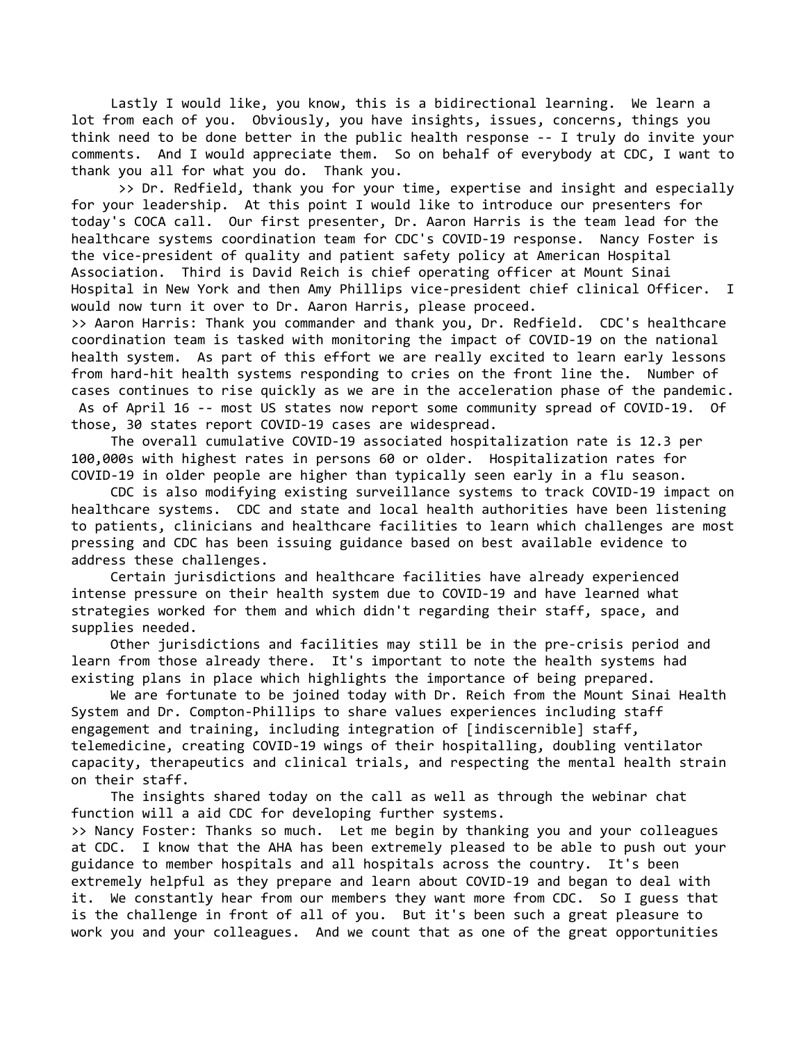Lastly I would like, you know, this is a bidirectional learning. We learn a lot from each of you. Obviously, you have insights, issues, concerns, things you think need to be done better in the public health response -- I truly do invite your comments. And I would appreciate them. So on behalf of everybody at CDC, I want to thank you all for what you do. Thank you.

>> Dr. Redfield, thank you for your time, expertise and insight and especially for your leadership. At this point I would like to introduce our presenters for today's COCA call. Our first presenter, Dr. Aaron Harris is the team lead for the healthcare systems coordination team for CDC's COVID-19 response. Nancy Foster is the vice-president of quality and patient safety policy at American Hospital Association. Third is David Reich is chief operating officer at Mount Sinai Hospital in New York and then Amy Phillips vice-president chief clinical Officer. I would now turn it over to Dr. Aaron Harris, please proceed.

>> Aaron Harris: Thank you commander and thank you, Dr. Redfield. CDC's healthcare coordination team is tasked with monitoring the impact of COVID-19 on the national health system. As part of this effort we are really excited to learn early lessons from hard-hit health systems responding to cries on the front line the. Number of cases continues to rise quickly as we are in the acceleration phase of the pandemic. As of April 16 -- most US states now report some community spread of COVID-19. Of those, 30 states report COVID-19 cases are widespread.

The overall cumulative COVID-19 associated hospitalization rate is 12.3 per 100,000s with highest rates in persons 60 or older. Hospitalization rates for COVID-19 in older people are higher than typically seen early in a flu season.

CDC is also modifying existing surveillance systems to track COVID-19 impact on healthcare systems. CDC and state and local health authorities have been listening to patients, clinicians and healthcare facilities to learn which challenges are most pressing and CDC has been issuing guidance based on best available evidence to address these challenges.

Certain jurisdictions and healthcare facilities have already experienced intense pressure on their health system due to COVID-19 and have learned what strategies worked for them and which didn't regarding their staff, space, and supplies needed.

Other jurisdictions and facilities may still be in the pre-crisis period and learn from those already there. It's important to note the health systems had existing plans in place which highlights the importance of being prepared.

We are fortunate to be joined today with Dr. Reich from the Mount Sinai Health System and Dr. Compton-Phillips to share values experiences including staff engagement and training, including integration of [indiscernible] staff, telemedicine, creating COVID-19 wings of their hospitalling, doubling ventilator capacity, therapeutics and clinical trials, and respecting the mental health strain on their staff.

The insights shared today on the call as well as through the webinar chat function will a aid CDC for developing further systems.

>> Nancy Foster: Thanks so much. Let me begin by thanking you and your colleagues at CDC. I know that the AHA has been extremely pleased to be able to push out your guidance to member hospitals and all hospitals across the country. It's been extremely helpful as they prepare and learn about COVID-19 and began to deal with it. We constantly hear from our members they want more from CDC. So I guess that is the challenge in front of all of you. But it's been such a great pleasure to work you and your colleagues. And we count that as one of the great opportunities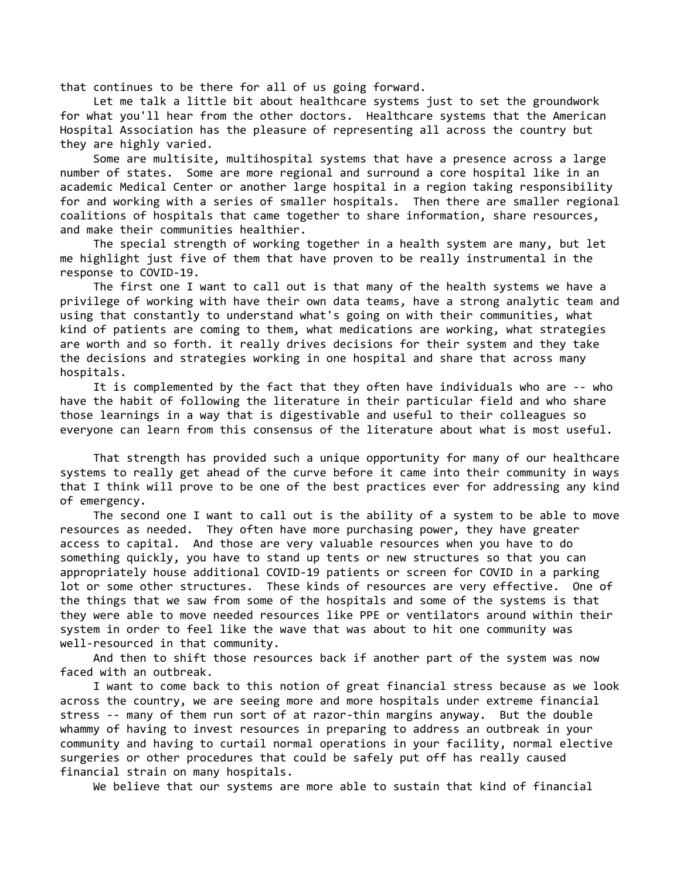that continues to be there for all of us going forward.

Let me talk a little bit about healthcare systems just to set the groundwork for what you'll hear from the other doctors. Healthcare systems that the American Hospital Association has the pleasure of representing all across the country but they are highly varied.

Some are multisite, multihospital systems that have a presence across a large number of states. Some are more regional and surround a core hospital like in an academic Medical Center or another large hospital in a region taking responsibility for and working with a series of smaller hospitals. Then there are smaller regional coalitions of hospitals that came together to share information, share resources, and make their communities healthier.

The special strength of working together in a health system are many, but let me highlight just five of them that have proven to be really instrumental in the response to COVID-19.

The first one I want to call out is that many of the health systems we have a privilege of working with have their own data teams, have a strong analytic team and using that constantly to understand what's going on with their communities, what kind of patients are coming to them, what medications are working, what strategies are worth and so forth. it really drives decisions for their system and they take the decisions and strategies working in one hospital and share that across many hospitals.

It is complemented by the fact that they often have individuals who are -- who have the habit of following the literature in their particular field and who share those learnings in a way that is digestivable and useful to their colleagues so everyone can learn from this consensus of the literature about what is most useful.

That strength has provided such a unique opportunity for many of our healthcare systems to really get ahead of the curve before it came into their community in ways that I think will prove to be one of the best practices ever for addressing any kind of emergency.

The second one I want to call out is the ability of a system to be able to move resources as needed. They often have more purchasing power, they have greater access to capital. And those are very valuable resources when you have to do something quickly, you have to stand up tents or new structures so that you can appropriately house additional COVID-19 patients or screen for COVID in a parking lot or some other structures. These kinds of resources are very effective. One of the things that we saw from some of the hospitals and some of the systems is that they were able to move needed resources like PPE or ventilators around within their system in order to feel like the wave that was about to hit one community was well-resourced in that community.

And then to shift those resources back if another part of the system was now faced with an outbreak.

I want to come back to this notion of great financial stress because as we look across the country, we are seeing more and more hospitals under extreme financial stress -- many of them run sort of at razor-thin margins anyway. But the double whammy of having to invest resources in preparing to address an outbreak in your community and having to curtail normal operations in your facility, normal elective surgeries or other procedures that could be safely put off has really caused financial strain on many hospitals.

We believe that our systems are more able to sustain that kind of financial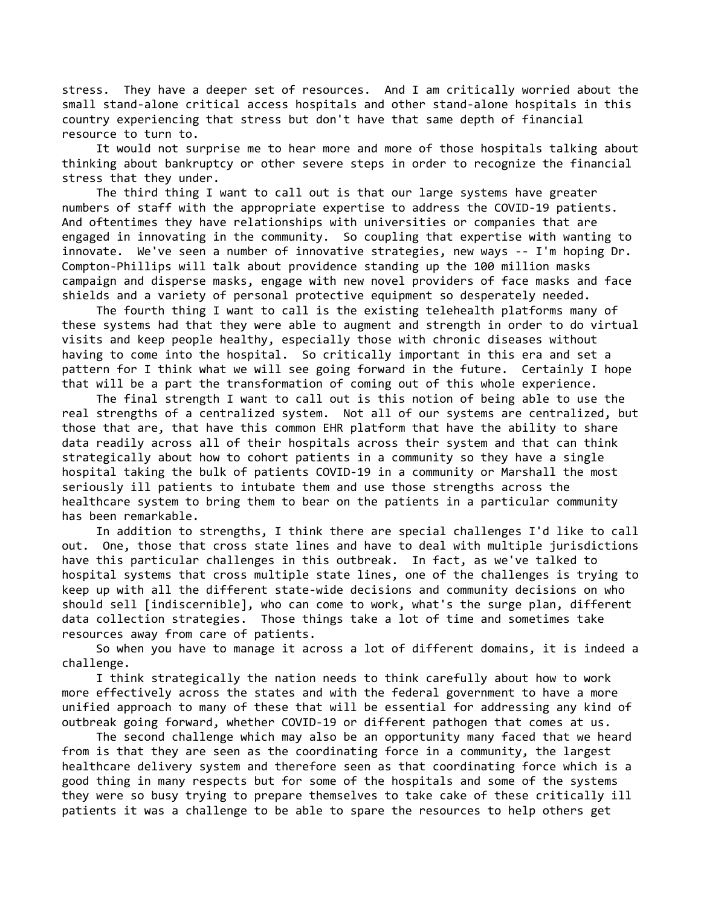stress. They have a deeper set of resources. And I am critically worried about the small stand-alone critical access hospitals and other stand-alone hospitals in this country experiencing that stress but don't have that same depth of financial resource to turn to.

It would not surprise me to hear more and more of those hospitals talking about thinking about bankruptcy or other severe steps in order to recognize the financial stress that they under.

The third thing I want to call out is that our large systems have greater numbers of staff with the appropriate expertise to address the COVID-19 patients. And oftentimes they have relationships with universities or companies that are engaged in innovating in the community. So coupling that expertise with wanting to innovate. We've seen a number of innovative strategies, new ways -- I'm hoping Dr. Compton-Phillips will talk about providence standing up the 100 million masks campaign and disperse masks, engage with new novel providers of face masks and face shields and a variety of personal protective equipment so desperately needed.

The fourth thing I want to call is the existing telehealth platforms many of these systems had that they were able to augment and strength in order to do virtual visits and keep people healthy, especially those with chronic diseases without having to come into the hospital. So critically important in this era and set a pattern for I think what we will see going forward in the future. Certainly I hope that will be a part the transformation of coming out of this whole experience.

The final strength I want to call out is this notion of being able to use the real strengths of a centralized system. Not all of our systems are centralized, but those that are, that have this common EHR platform that have the ability to share data readily across all of their hospitals across their system and that can think strategically about how to cohort patients in a community so they have a single hospital taking the bulk of patients COVID-19 in a community or Marshall the most seriously ill patients to intubate them and use those strengths across the healthcare system to bring them to bear on the patients in a particular community has been remarkable.

In addition to strengths, I think there are special challenges I'd like to call out. One, those that cross state lines and have to deal with multiple jurisdictions have this particular challenges in this outbreak. In fact, as we've talked to hospital systems that cross multiple state lines, one of the challenges is trying to keep up with all the different state-wide decisions and community decisions on who should sell [indiscernible], who can come to work, what's the surge plan, different data collection strategies. Those things take a lot of time and sometimes take resources away from care of patients.

So when you have to manage it across a lot of different domains, it is indeed a challenge.

I think strategically the nation needs to think carefully about how to work more effectively across the states and with the federal government to have a more unified approach to many of these that will be essential for addressing any kind of outbreak going forward, whether COVID-19 or different pathogen that comes at us.

The second challenge which may also be an opportunity many faced that we heard from is that they are seen as the coordinating force in a community, the largest healthcare delivery system and therefore seen as that coordinating force which is a good thing in many respects but for some of the hospitals and some of the systems they were so busy trying to prepare themselves to take cake of these critically ill patients it was a challenge to be able to spare the resources to help others get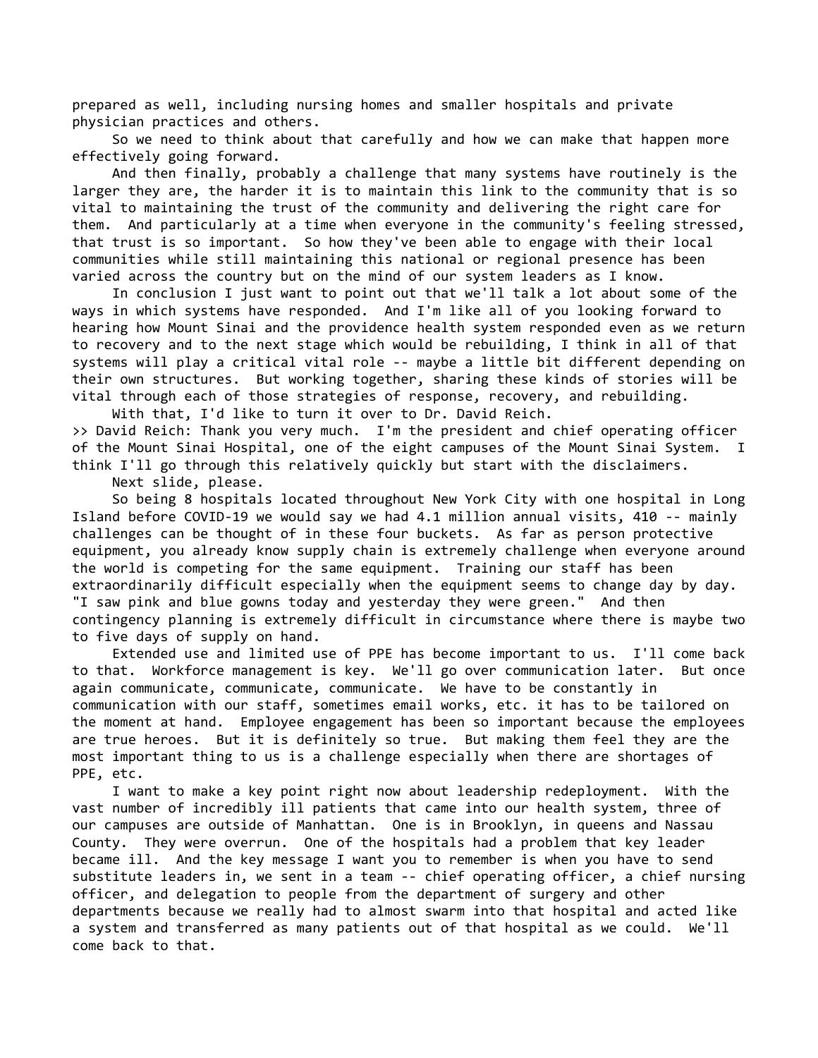prepared as well, including nursing homes and smaller hospitals and private physician practices and others.

So we need to think about that carefully and how we can make that happen more effectively going forward.

And then finally, probably a challenge that many systems have routinely is the larger they are, the harder it is to maintain this link to the community that is so vital to maintaining the trust of the community and delivering the right care for them. And particularly at a time when everyone in the community's feeling stressed, that trust is so important. So how they've been able to engage with their local communities while still maintaining this national or regional presence has been varied across the country but on the mind of our system leaders as I know.

In conclusion I just want to point out that we'll talk a lot about some of the ways in which systems have responded. And I'm like all of you looking forward to hearing how Mount Sinai and the providence health system responded even as we return to recovery and to the next stage which would be rebuilding, I think in all of that systems will play a critical vital role -- maybe a little bit different depending on their own structures. But working together, sharing these kinds of stories will be vital through each of those strategies of response, recovery, and rebuilding.

With that, I'd like to turn it over to Dr. David Reich.

>> David Reich: Thank you very much. I'm the president and chief operating officer of the Mount Sinai Hospital, one of the eight campuses of the Mount Sinai System. I think I'll go through this relatively quickly but start with the disclaimers.

Next slide, please.

So being 8 hospitals located throughout New York City with one hospital in Long Island before COVID-19 we would say we had 4.1 million annual visits, 410 -- mainly challenges can be thought of in these four buckets. As far as person protective equipment, you already know supply chain is extremely challenge when everyone around the world is competing for the same equipment. Training our staff has been extraordinarily difficult especially when the equipment seems to change day by day. "I saw pink and blue gowns today and yesterday they were green." And then contingency planning is extremely difficult in circumstance where there is maybe two to five days of supply on hand.

Extended use and limited use of PPE has become important to us. I'll come back to that. Workforce management is key. We'll go over communication later. But once again communicate, communicate, communicate. We have to be constantly in communication with our staff, sometimes email works, etc. it has to be tailored on the moment at hand. Employee engagement has been so important because the employees are true heroes. But it is definitely so true. But making them feel they are the most important thing to us is a challenge especially when there are shortages of PPE, etc.

I want to make a key point right now about leadership redeployment. With the vast number of incredibly ill patients that came into our health system, three of our campuses are outside of Manhattan. One is in Brooklyn, in queens and Nassau County. They were overrun. One of the hospitals had a problem that key leader became ill. And the key message I want you to remember is when you have to send substitute leaders in, we sent in a team -- chief operating officer, a chief nursing officer, and delegation to people from the department of surgery and other departments because we really had to almost swarm into that hospital and acted like a system and transferred as many patients out of that hospital as we could. We'll come back to that.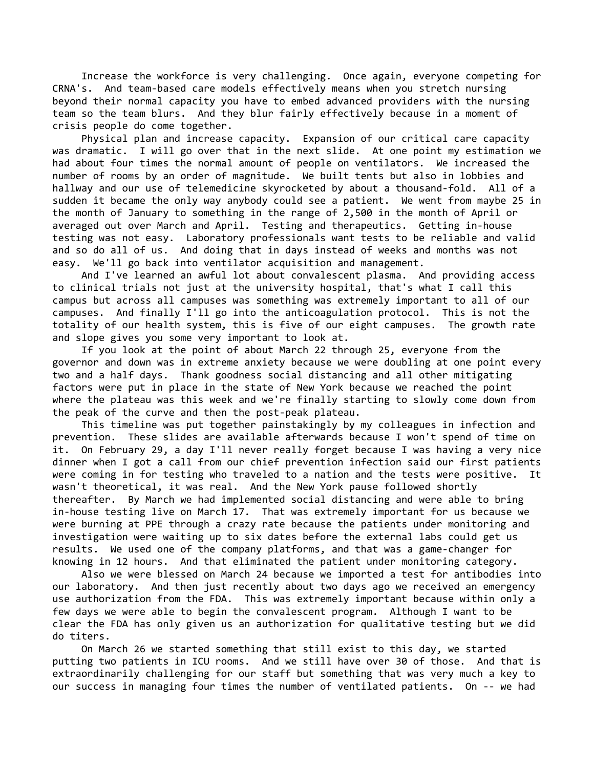Increase the workforce is very challenging. Once again, everyone competing for CRNA's. And team-based care models effectively means when you stretch nursing beyond their normal capacity you have to embed advanced providers with the nursing team so the team blurs. And they blur fairly effectively because in a moment of crisis people do come together.

Physical plan and increase capacity. Expansion of our critical care capacity was dramatic. I will go over that in the next slide. At one point my estimation we had about four times the normal amount of people on ventilators. We increased the number of rooms by an order of magnitude. We built tents but also in lobbies and hallway and our use of telemedicine skyrocketed by about a thousand-fold. All of a sudden it became the only way anybody could see a patient. We went from maybe 25 in the month of January to something in the range of 2,500 in the month of April or averaged out over March and April. Testing and therapeutics. Getting in-house testing was not easy. Laboratory professionals want tests to be reliable and valid and so do all of us. And doing that in days instead of weeks and months was not easy. We'll go back into ventilator acquisition and management.

And I've learned an awful lot about convalescent plasma. And providing access to clinical trials not just at the university hospital, that's what I call this campus but across all campuses was something was extremely important to all of our campuses. And finally I'll go into the anticoagulation protocol. This is not the totality of our health system, this is five of our eight campuses. The growth rate and slope gives you some very important to look at.

If you look at the point of about March 22 through 25, everyone from the governor and down was in extreme anxiety because we were doubling at one point every two and a half days. Thank goodness social distancing and all other mitigating factors were put in place in the state of New York because we reached the point where the plateau was this week and we're finally starting to slowly come down from the peak of the curve and then the post-peak plateau.

This timeline was put together painstakingly by my colleagues in infection and prevention. These slides are available afterwards because I won't spend of time on it. On February 29, a day I'll never really forget because I was having a very nice dinner when I got a call from our chief prevention infection said our first patients were coming in for testing who traveled to a nation and the tests were positive. It wasn't theoretical, it was real. And the New York pause followed shortly thereafter. By March we had implemented social distancing and were able to bring in-house testing live on March 17. That was extremely important for us because we were burning at PPE through a crazy rate because the patients under monitoring and investigation were waiting up to six dates before the external labs could get us results. We used one of the company platforms, and that was a game-changer for knowing in 12 hours. And that eliminated the patient under monitoring category.

Also we were blessed on March 24 because we imported a test for antibodies into our laboratory. And then just recently about two days ago we received an emergency use authorization from the FDA. This was extremely important because within only a few days we were able to begin the convalescent program. Although I want to be clear the FDA has only given us an authorization for qualitative testing but we did do titers.

On March 26 we started something that still exist to this day, we started putting two patients in ICU rooms. And we still have over 30 of those. And that is extraordinarily challenging for our staff but something that was very much a key to our success in managing four times the number of ventilated patients. On -- we had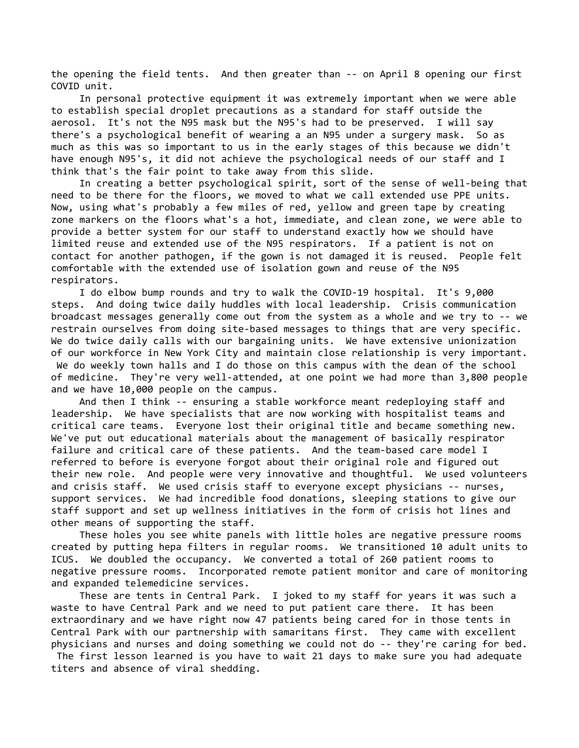the opening the field tents. And then greater than -- on April 8 opening our first COVID unit.

In personal protective equipment it was extremely important when we were able to establish special droplet precautions as a standard for staff outside the aerosol. It's not the N95 mask but the N95's had to be preserved. I will say there's a psychological benefit of wearing a an N95 under a surgery mask. So as much as this was so important to us in the early stages of this because we didn't have enough N95's, it did not achieve the psychological needs of our staff and I think that's the fair point to take away from this slide.

In creating a better psychological spirit, sort of the sense of well-being that need to be there for the floors, we moved to what we call extended use PPE units. Now, using what's probably a few miles of red, yellow and green tape by creating zone markers on the floors what's a hot, immediate, and clean zone, we were able to provide a better system for our staff to understand exactly how we should have limited reuse and extended use of the N95 respirators. If a patient is not on contact for another pathogen, if the gown is not damaged it is reused. People felt comfortable with the extended use of isolation gown and reuse of the N95 respirators.

I do elbow bump rounds and try to walk the COVID-19 hospital. It's 9,000 steps. And doing twice daily huddles with local leadership. Crisis communication broadcast messages generally come out from the system as a whole and we try to -- we restrain ourselves from doing site-based messages to things that are very specific. We do twice daily calls with our bargaining units. We have extensive unionization of our workforce in New York City and maintain close relationship is very important. We do weekly town halls and I do those on this campus with the dean of the school of medicine. They're very well-attended, at one point we had more than 3,800 people and we have 10,000 people on the campus.

And then I think -- ensuring a stable workforce meant redeploying staff and leadership. We have specialists that are now working with hospitalist teams and critical care teams. Everyone lost their original title and became something new. We've put out educational materials about the management of basically respirator failure and critical care of these patients. And the team-based care model I referred to before is everyone forgot about their original role and figured out their new role. And people were very innovative and thoughtful. We used volunteers and crisis staff. We used crisis staff to everyone except physicians -- nurses, support services. We had incredible food donations, sleeping stations to give our staff support and set up wellness initiatives in the form of crisis hot lines and other means of supporting the staff.

These holes you see white panels with little holes are negative pressure rooms created by putting hepa filters in regular rooms. We transitioned 10 adult units to ICUS. We doubled the occupancy. We converted a total of 260 patient rooms to negative pressure rooms. Incorporated remote patient monitor and care of monitoring and expanded telemedicine services.

These are tents in Central Park. I joked to my staff for years it was such a waste to have Central Park and we need to put patient care there. It has been extraordinary and we have right now 47 patients being cared for in those tents in Central Park with our partnership with samaritans first. They came with excellent physicians and nurses and doing something we could not do -- they're caring for bed. The first lesson learned is you have to wait 21 days to make sure you had adequate titers and absence of viral shedding.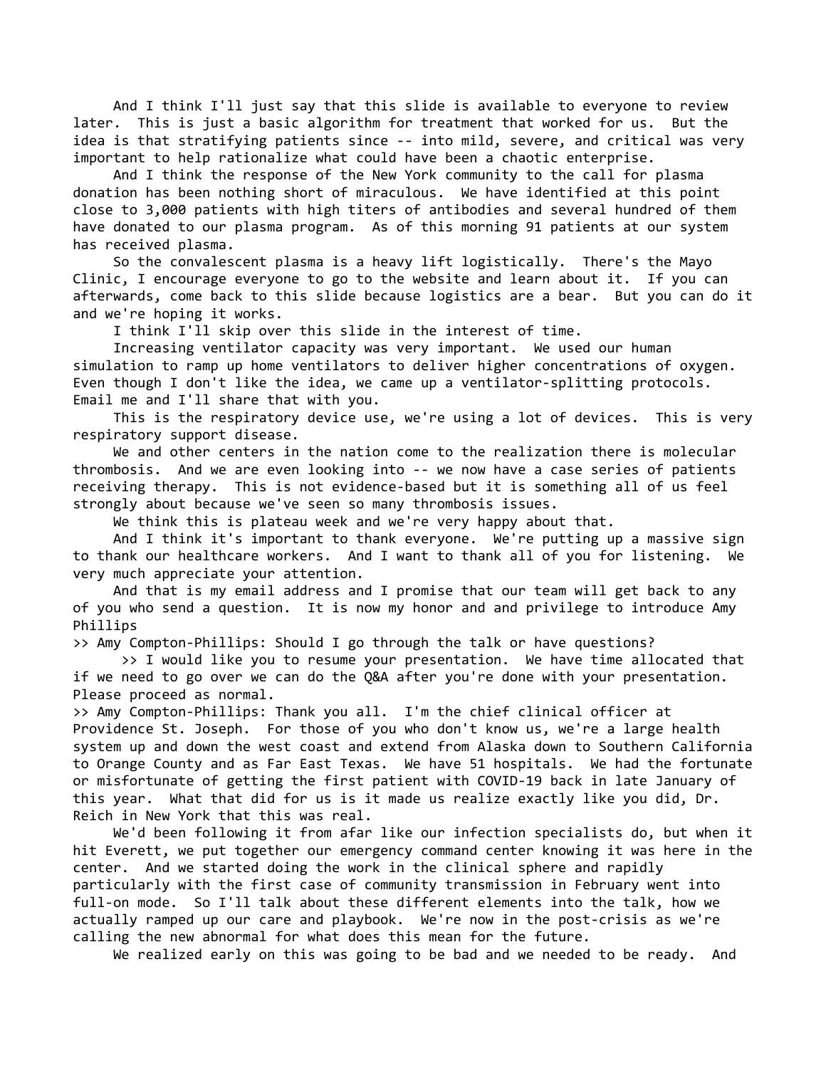And I think I'll just say that this slide is available to everyone to review later. This is just a basic algorithm for treatment that worked for us. But the idea is that stratifying patients since -- into mild, severe, and critical was very important to help rationalize what could have been a chaotic enterprise.

And I think the response of the New York community to the call for plasma donation has been nothing short of miraculous. We have identified at this point close to 3,000 patients with high titers of antibodies and several hundred of them have donated to our plasma program. As of this morning 91 patients at our system has received plasma.

So the convalescent plasma is a heavy lift logistically. There's the Mayo Clinic, I encourage everyone to go to the website and learn about it. If you can afterwards, come back to this slide because logistics are a bear. But you can do it and we're hoping it works.

I think I'll skip over this slide in the interest of time.

Increasing ventilator capacity was very important. We used our human simulation to ramp up home ventilators to deliver higher concentrations of oxygen. Even though I don't like the idea, we came up a ventilator-splitting protocols. Email me and I'll share that with you.

This is the respiratory device use, we're using a lot of devices. This is very respiratory support disease.

We and other centers in the nation come to the realization there is molecular thrombosis. And we are even looking into -- we now have a case series of patients receiving therapy. This is not evidence-based but it is something all of us feel strongly about because we've seen so many thrombosis issues.

We think this is plateau week and we're very happy about that.

And I think it's important to thank everyone. We're putting up a massive sign to thank our healthcare workers. And I want to thank all of you for listening. We very much appreciate your attention.

And that is my email address and I promise that our team will get back to any of you who send a question. It is now my honor and and privilege to introduce Amy Phillips

>> Amy Compton-Phillips: Should I go through the talk or have questions?

>> I would like you to resume your presentation. We have time allocated that if we need to go over we can do the Q&A after you're done with your presentation. Please proceed as normal.

>> Amy Compton-Phillips: Thank you all. I'm the chief clinical officer at Providence St. Joseph. For those of you who don't know us, we're a large health system up and down the west coast and extend from Alaska down to Southern California to Orange County and as Far East Texas. We have 51 hospitals. We had the fortunate or misfortunate of getting the first patient with COVID-19 back in late January of this year. What that did for us is it made us realize exactly like you did, Dr. Reich in New York that this was real.

We'd been following it from afar like our infection specialists do, but when it hit Everett, we put together our emergency command center knowing it was here in the center. And we started doing the work in the clinical sphere and rapidly particularly with the first case of community transmission in February went into full-on mode. So I'll talk about these different elements into the talk, how we actually ramped up our care and playbook. We're now in the post-crisis as we're calling the new abnormal for what does this mean for the future.

We realized early on this was going to be bad and we needed to be ready. And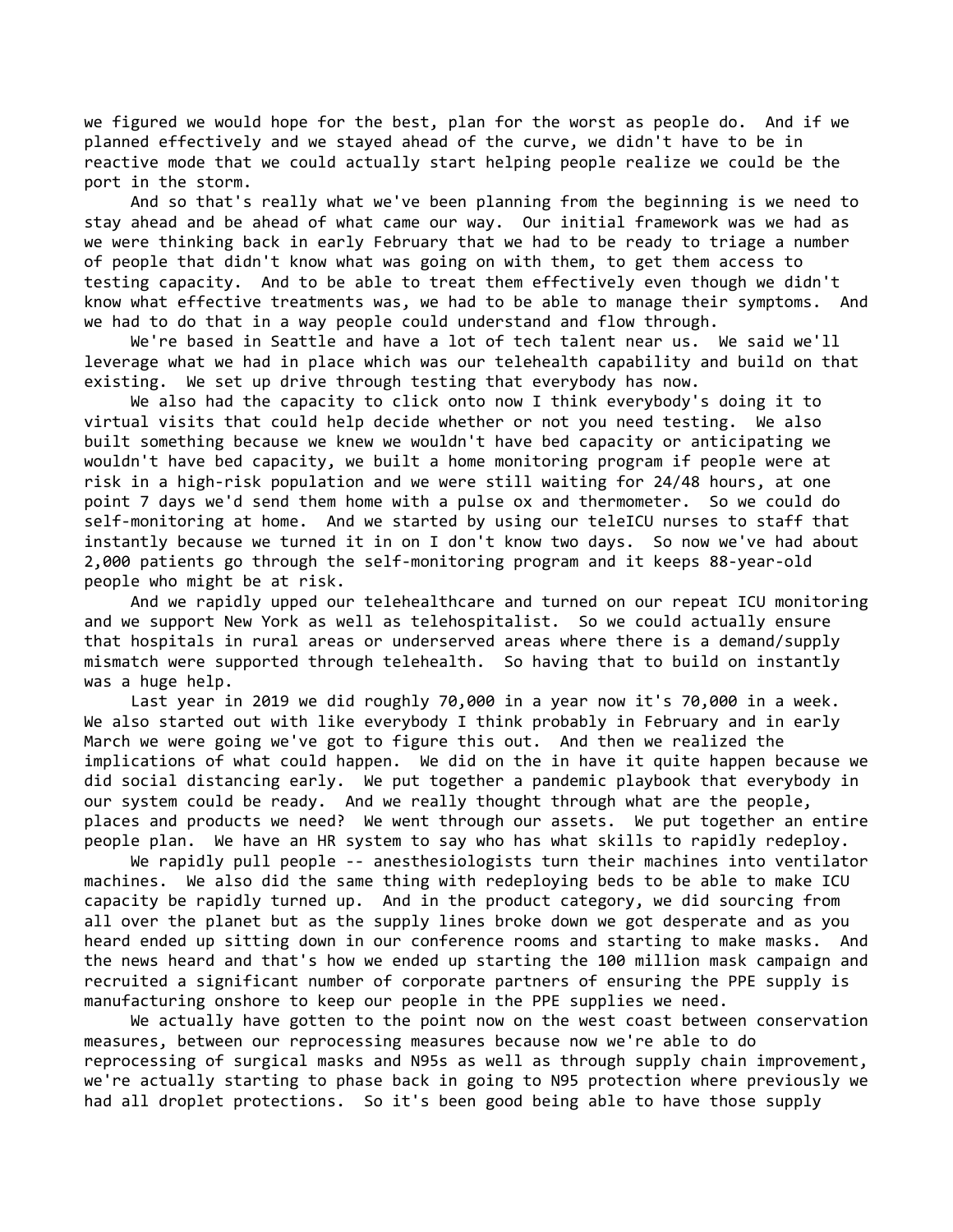we figured we would hope for the best, plan for the worst as people do. And if we planned effectively and we stayed ahead of the curve, we didn't have to be in reactive mode that we could actually start helping people realize we could be the port in the storm.

And so that's really what we've been planning from the beginning is we need to stay ahead and be ahead of what came our way. Our initial framework was we had as we were thinking back in early February that we had to be ready to triage a number of people that didn't know what was going on with them, to get them access to testing capacity. And to be able to treat them effectively even though we didn't know what effective treatments was, we had to be able to manage their symptoms. And we had to do that in a way people could understand and flow through.

We're based in Seattle and have a lot of tech talent near us. We said we'll leverage what we had in place which was our telehealth capability and build on that existing. We set up drive through testing that everybody has now.

We also had the capacity to click onto now I think everybody's doing it to virtual visits that could help decide whether or not you need testing. We also built something because we knew we wouldn't have bed capacity or anticipating we wouldn't have bed capacity, we built a home monitoring program if people were at risk in a high-risk population and we were still waiting for 24/48 hours, at one point 7 days we'd send them home with a pulse ox and thermometer. So we could do self-monitoring at home. And we started by using our teleICU nurses to staff that instantly because we turned it in on I don't know two days. So now we've had about 2,000 patients go through the self-monitoring program and it keeps 88-year-old people who might be at risk.

And we rapidly upped our telehealthcare and turned on our repeat ICU monitoring and we support New York as well as telehospitalist. So we could actually ensure that hospitals in rural areas or underserved areas where there is a demand/supply mismatch were supported through telehealth. So having that to build on instantly was a huge help.

Last year in 2019 we did roughly 70,000 in a year now it's 70,000 in a week. We also started out with like everybody I think probably in February and in early March we were going we've got to figure this out. And then we realized the implications of what could happen. We did on the in have it quite happen because we did social distancing early. We put together a pandemic playbook that everybody in our system could be ready. And we really thought through what are the people, places and products we need? We went through our assets. We put together an entire people plan. We have an HR system to say who has what skills to rapidly redeploy.

We rapidly pull people -- anesthesiologists turn their machines into ventilator machines. We also did the same thing with redeploying beds to be able to make ICU capacity be rapidly turned up. And in the product category, we did sourcing from all over the planet but as the supply lines broke down we got desperate and as you heard ended up sitting down in our conference rooms and starting to make masks. And the news heard and that's how we ended up starting the 100 million mask campaign and recruited a significant number of corporate partners of ensuring the PPE supply is manufacturing onshore to keep our people in the PPE supplies we need.

We actually have gotten to the point now on the west coast between conservation measures, between our reprocessing measures because now we're able to do reprocessing of surgical masks and N95s as well as through supply chain improvement, we're actually starting to phase back in going to N95 protection where previously we had all droplet protections. So it's been good being able to have those supply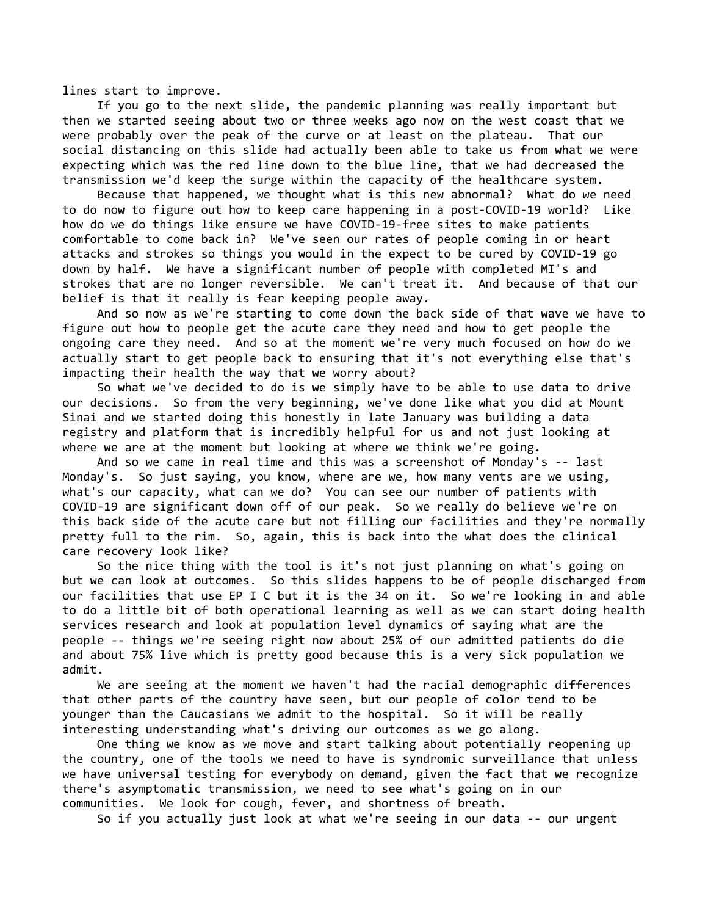lines start to improve.

If you go to the next slide, the pandemic planning was really important but then we started seeing about two or three weeks ago now on the west coast that we were probably over the peak of the curve or at least on the plateau. That our social distancing on this slide had actually been able to take us from what we were expecting which was the red line down to the blue line, that we had decreased the transmission we'd keep the surge within the capacity of the healthcare system.

Because that happened, we thought what is this new abnormal? What do we need to do now to figure out how to keep care happening in a post-COVID-19 world? Like how do we do things like ensure we have COVID-19-free sites to make patients comfortable to come back in? We've seen our rates of people coming in or heart attacks and strokes so things you would in the expect to be cured by COVID-19 go down by half. We have a significant number of people with completed MI's and strokes that are no longer reversible. We can't treat it. And because of that our belief is that it really is fear keeping people away.

And so now as we're starting to come down the back side of that wave we have to figure out how to people get the acute care they need and how to get people the ongoing care they need. And so at the moment we're very much focused on how do we actually start to get people back to ensuring that it's not everything else that's impacting their health the way that we worry about?

So what we've decided to do is we simply have to be able to use data to drive our decisions. So from the very beginning, we've done like what you did at Mount Sinai and we started doing this honestly in late January was building a data registry and platform that is incredibly helpful for us and not just looking at where we are at the moment but looking at where we think we're going.

And so we came in real time and this was a screenshot of Monday's -- last Monday's. So just saying, you know, where are we, how many vents are we using, what's our capacity, what can we do? You can see our number of patients with COVID-19 are significant down off of our peak. So we really do believe we're on this back side of the acute care but not filling our facilities and they're normally pretty full to the rim. So, again, this is back into the what does the clinical care recovery look like?

So the nice thing with the tool is it's not just planning on what's going on but we can look at outcomes. So this slides happens to be of people discharged from our facilities that use EP I C but it is the 34 on it. So we're looking in and able to do a little bit of both operational learning as well as we can start doing health services research and look at population level dynamics of saying what are the people -- things we're seeing right now about 25% of our admitted patients do die and about 75% live which is pretty good because this is a very sick population we admit.

We are seeing at the moment we haven't had the racial demographic differences that other parts of the country have seen, but our people of color tend to be younger than the Caucasians we admit to the hospital. So it will be really interesting understanding what's driving our outcomes as we go along.

One thing we know as we move and start talking about potentially reopening up the country, one of the tools we need to have is syndromic surveillance that unless we have universal testing for everybody on demand, given the fact that we recognize there's asymptomatic transmission, we need to see what's going on in our communities. We look for cough, fever, and shortness of breath.

So if you actually just look at what we're seeing in our data -- our urgent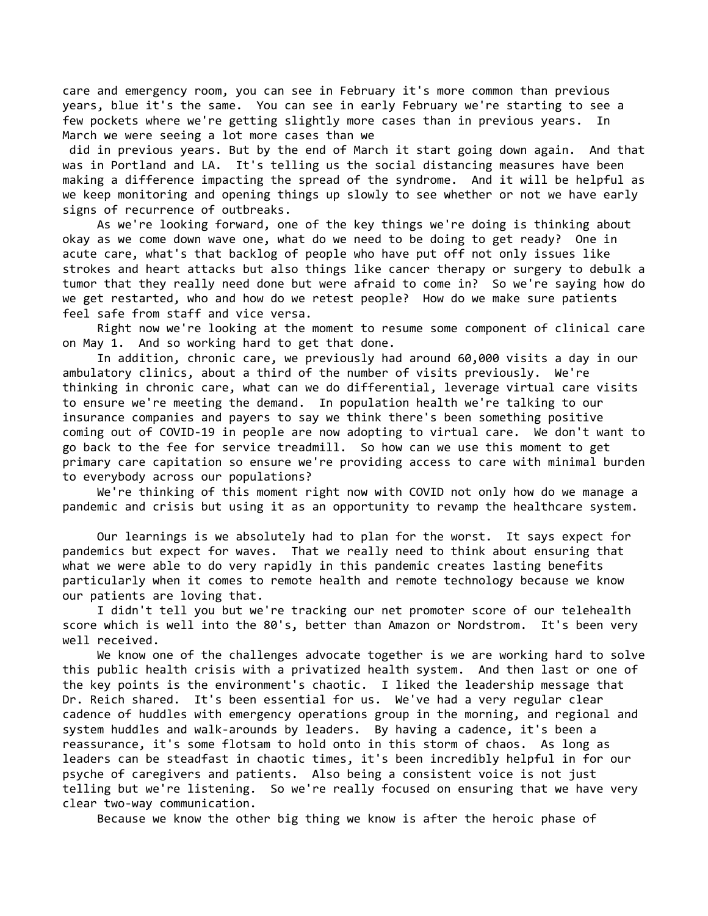care and emergency room, you can see in February it's more common than previous years, blue it's the same. You can see in early February we're starting to see a few pockets where we're getting slightly more cases than in previous years. In March we were seeing a lot more cases than we did in previous years. But by the end of March it start going down again. And that was in Portland and LA. It's telling us the social distancing measures have been making a difference impacting the spread of the syndrome. And it will be helpful as we keep monitoring and opening things up slowly to see whether or not we have early signs of recurrence of outbreaks.

As we're looking forward, one of the key things we're doing is thinking about okay as we come down wave one, what do we need to be doing to get ready? One in acute care, what's that backlog of people who have put off not only issues like strokes and heart attacks but also things like cancer therapy or surgery to debulk a tumor that they really need done but were afraid to come in? So we're saying how do we get restarted, who and how do we retest people? How do we make sure patients feel safe from staff and vice versa.

Right now we're looking at the moment to resume some component of clinical care on May 1. And so working hard to get that done.

In addition, chronic care, we previously had around 60,000 visits a day in our ambulatory clinics, about a third of the number of visits previously. We're thinking in chronic care, what can we do differential, leverage virtual care visits to ensure we're meeting the demand. In population health we're talking to our insurance companies and payers to say we think there's been something positive coming out of COVID-19 in people are now adopting to virtual care. We don't want to go back to the fee for service treadmill. So how can we use this moment to get primary care capitation so ensure we're providing access to care with minimal burden to everybody across our populations?

We're thinking of this moment right now with COVID not only how do we manage a pandemic and crisis but using it as an opportunity to revamp the healthcare system.

Our learnings is we absolutely had to plan for the worst. It says expect for pandemics but expect for waves. That we really need to think about ensuring that what we were able to do very rapidly in this pandemic creates lasting benefits particularly when it comes to remote health and remote technology because we know our patients are loving that.

I didn't tell you but we're tracking our net promoter score of our telehealth score which is well into the 80's, better than Amazon or Nordstrom. It's been very well received.

We know one of the challenges advocate together is we are working hard to solve this public health crisis with a privatized health system. And then last or one of the key points is the environment's chaotic. I liked the leadership message that Dr. Reich shared. It's been essential for us. We've had a very regular clear cadence of huddles with emergency operations group in the morning, and regional and system huddles and walk-arounds by leaders. By having a cadence, it's been a reassurance, it's some flotsam to hold onto in this storm of chaos. As long as leaders can be steadfast in chaotic times, it's been incredibly helpful in for our psyche of caregivers and patients. Also being a consistent voice is not just telling but we're listening. So we're really focused on ensuring that we have very clear two-way communication.

Because we know the other big thing we know is after the heroic phase of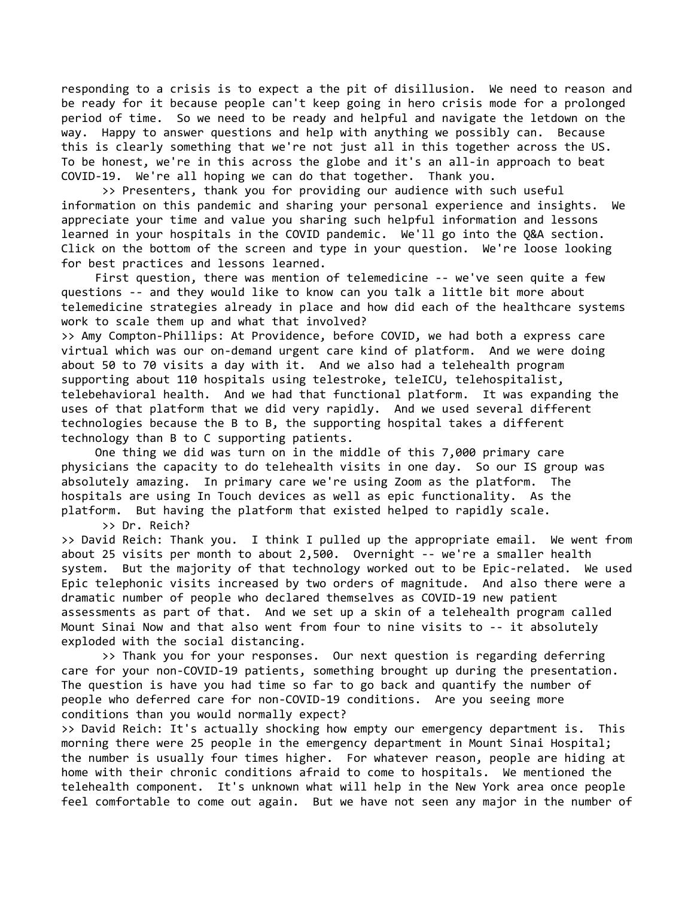responding to a crisis is to expect a the pit of disillusion. We need to reason and be ready for it because people can't keep going in hero crisis mode for a prolonged period of time. So we need to be ready and helpful and navigate the letdown on the way. Happy to answer questions and help with anything we possibly can. Because this is clearly something that we're not just all in this together across the US. To be honest, we're in this across the globe and it's an all-in approach to beat COVID-19. We're all hoping we can do that together. Thank you.

>> Presenters, thank you for providing our audience with such useful information on this pandemic and sharing your personal experience and insights. We appreciate your time and value you sharing such helpful information and lessons learned in your hospitals in the COVID pandemic. We'll go into the Q&A section. Click on the bottom of the screen and type in your question. We're loose looking for best practices and lessons learned.

First question, there was mention of telemedicine -- we've seen quite a few questions -- and they would like to know can you talk a little bit more about telemedicine strategies already in place and how did each of the healthcare systems work to scale them up and what that involved?

>> Amy Compton-Phillips: At Providence, before COVID, we had both a express care virtual which was our on-demand urgent care kind of platform. And we were doing about 50 to 70 visits a day with it. And we also had a telehealth program supporting about 110 hospitals using telestroke, teleICU, telehospitalist, telebehavioral health. And we had that functional platform. It was expanding the uses of that platform that we did very rapidly. And we used several different technologies because the B to B, the supporting hospital takes a different technology than B to C supporting patients.

One thing we did was turn on in the middle of this 7,000 primary care physicians the capacity to do telehealth visits in one day. So our IS group was absolutely amazing. In primary care we're using Zoom as the platform. The hospitals are using In Touch devices as well as epic functionality. As the platform. But having the platform that existed helped to rapidly scale.

>> Dr. Reich?

>> David Reich: Thank you. I think I pulled up the appropriate email. We went from about 25 visits per month to about 2,500. Overnight -- we're a smaller health system. But the majority of that technology worked out to be Epic-related. We used Epic telephonic visits increased by two orders of magnitude. And also there were a dramatic number of people who declared themselves as COVID-19 new patient assessments as part of that. And we set up a skin of a telehealth program called Mount Sinai Now and that also went from four to nine visits to -- it absolutely exploded with the social distancing.

>> Thank you for your responses. Our next question is regarding deferring care for your non-COVID-19 patients, something brought up during the presentation. The question is have you had time so far to go back and quantify the number of people who deferred care for non-COVID-19 conditions. Are you seeing more conditions than you would normally expect?

>> David Reich: It's actually shocking how empty our emergency department is. This morning there were 25 people in the emergency department in Mount Sinai Hospital; the number is usually four times higher. For whatever reason, people are hiding at home with their chronic conditions afraid to come to hospitals. We mentioned the telehealth component. It's unknown what will help in the New York area once people feel comfortable to come out again. But we have not seen any major in the number of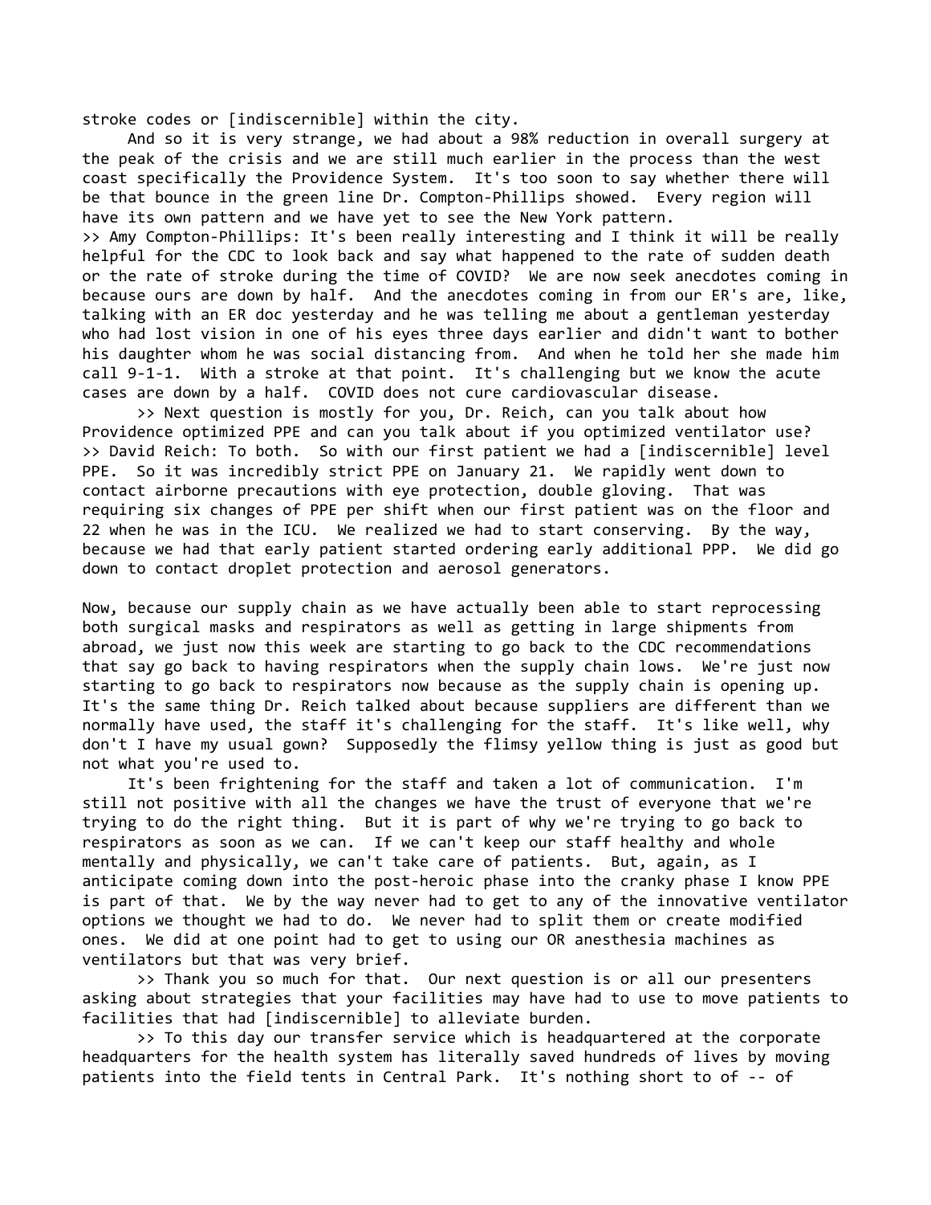stroke codes or [indiscernible] within the city.

And so it is very strange, we had about a 98% reduction in overall surgery at the peak of the crisis and we are still much earlier in the process than the west coast specifically the Providence System. It's too soon to say whether there will be that bounce in the green line Dr. Compton-Phillips showed. Every region will have its own pattern and we have yet to see the New York pattern.

>> Amy Compton-Phillips: It's been really interesting and I think it will be really helpful for the CDC to look back and say what happened to the rate of sudden death or the rate of stroke during the time of COVID? We are now seek anecdotes coming in because ours are down by half. And the anecdotes coming in from our ER's are, like, talking with an ER doc yesterday and he was telling me about a gentleman yesterday who had lost vision in one of his eyes three days earlier and didn't want to bother his daughter whom he was social distancing from. And when he told her she made him call 9-1-1. With a stroke at that point. It's challenging but we know the acute cases are down by a half. COVID does not cure cardiovascular disease.

>> Next question is mostly for you, Dr. Reich, can you talk about how Providence optimized PPE and can you talk about if you optimized ventilator use?

>> David Reich: To both. So with our first patient we had a [indiscernible] level PPE. So it was incredibly strict PPE on January 21. We rapidly went down to contact airborne precautions with eye protection, double gloving. That was requiring six changes of PPE per shift when our first patient was on the floor and 22 when he was in the ICU. We realized we had to start conserving. By the way, because we had that early patient started ordering early additional PPP. We did go down to contact droplet protection and aerosol generators.

Now, because our supply chain as we have actually been able to start reprocessing both surgical masks and respirators as well as getting in large shipments from abroad, we just now this week are starting to go back to the CDC recommendations that say go back to having respirators when the supply chain lows. We're just now starting to go back to respirators now because as the supply chain is opening up. It's the same thing Dr. Reich talked about because suppliers are different than we normally have used, the staff it's challenging for the staff. It's like well, why don't I have my usual gown? Supposedly the flimsy yellow thing is just as good but not what you're used to.

It's been frightening for the staff and taken a lot of communication. I'm still not positive with all the changes we have the trust of everyone that we're trying to do the right thing. But it is part of why we're trying to go back to respirators as soon as we can. If we can't keep our staff healthy and whole mentally and physically, we can't take care of patients. But, again, as I anticipate coming down into the post-heroic phase into the cranky phase I know PPE is part of that. We by the way never had to get to any of the innovative ventilator options we thought we had to do. We never had to split them or create modified ones. We did at one point had to get to using our OR anesthesia machines as ventilators but that was very brief.

>> Thank you so much for that. Our next question is or all our presenters asking about strategies that your facilities may have had to use to move patients to facilities that had [indiscernible] to alleviate burden.

>> To this day our transfer service which is headquartered at the corporate headquarters for the health system has literally saved hundreds of lives by moving patients into the field tents in Central Park. It's nothing short to of -- of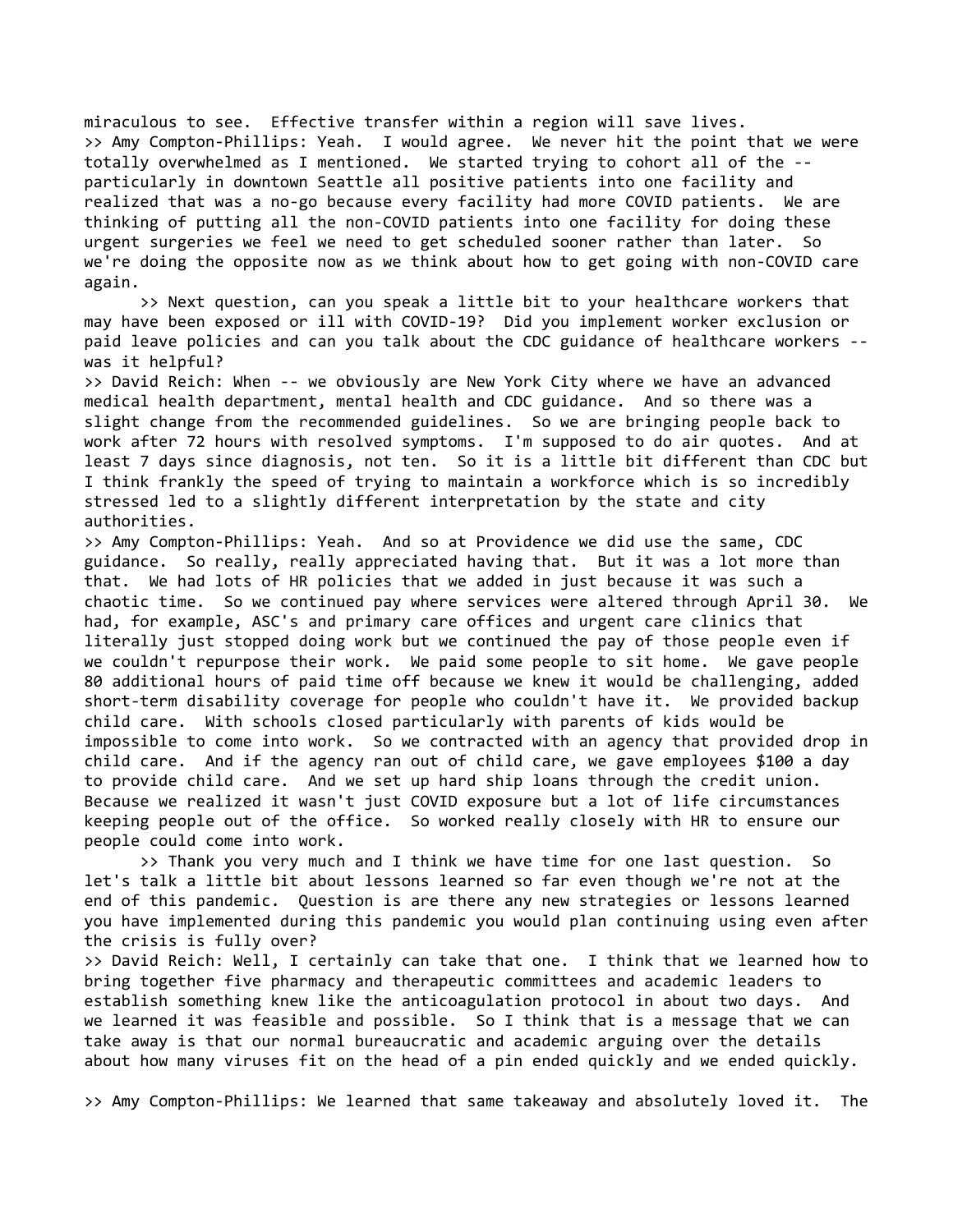miraculous to see. Effective transfer within a region will save lives.

>> Amy Compton-Phillips: Yeah. I would agree. We never hit the point that we were totally overwhelmed as I mentioned. We started trying to cohort all of the -- particularly in downtown Seattle all positive patients into one facility and realized that was a no-go because every facility had more COVID patients. We are thinking of putting all the non-COVID patients into one facility for doing these urgent surgeries we feel we need to get scheduled sooner rather than later. So we're doing the opposite now as we think about how to get going with non-COVID care again.

>> Next question, can you speak a little bit to your healthcare workers that may have been exposed or ill with COVID-19? Did you implement worker exclusion or paid leave policies and can you talk about the CDC guidance of healthcare workers -- was it helpful?

>> David Reich: When -- we obviously are New York City where we have an advanced medical health department, mental health and CDC guidance. And so there was a slight change from the recommended guidelines. So we are bringing people back to work after 72 hours with resolved symptoms. I'm supposed to do air quotes. And at least 7 days since diagnosis, not ten. So it is a little bit different than CDC but I think frankly the speed of trying to maintain a workforce which is so incredibly stressed led to a slightly different interpretation by the state and city authorities.

>> Amy Compton-Phillips: Yeah. And so at Providence we did use the same, CDC guidance. So really, really appreciated having that. But it was a lot more than that. We had lots of HR policies that we added in just because it was such a chaotic time. So we continued pay where services were altered through April 30. We had, for example, ASC's and primary care offices and urgent care clinics that literally just stopped doing work but we continued the pay of those people even if we couldn't repurpose their work. We paid some people to sit home. We gave people 80 additional hours of paid time off because we knew it would be challenging, added short-term disability coverage for people who couldn't have it. We provided backup child care. With schools closed particularly with parents of kids would be impossible to come into work. So we contracted with an agency that provided drop in child care. And if the agency ran out of child care, we gave employees $100 a day to provide child care. And we set up hard ship loans through the credit union. Because we realized it wasn't just COVID exposure but a lot of life circumstances keeping people out of the office. So worked really closely with HR to ensure our people could come into work.

>> Thank you very much and I think we have time for one last question. So let's talk a little bit about lessons learned so far even though we're not at the end of this pandemic. Question is are there any new strategies or lessons learned you have implemented during this pandemic you would plan continuing using even after the crisis is fully over?

>> David Reich: Well, I certainly can take that one. I think that we learned how to bring together five pharmacy and therapeutic committees and academic leaders to establish something knew like the anticoagulation protocol in about two days. And we learned it was feasible and possible. So I think that is a message that we can take away is that our normal bureaucratic and academic arguing over the details about how many viruses fit on the head of a pin ended quickly and we ended quickly.

>> Amy Compton-Phillips: We learned that same takeaway and absolutely loved it. The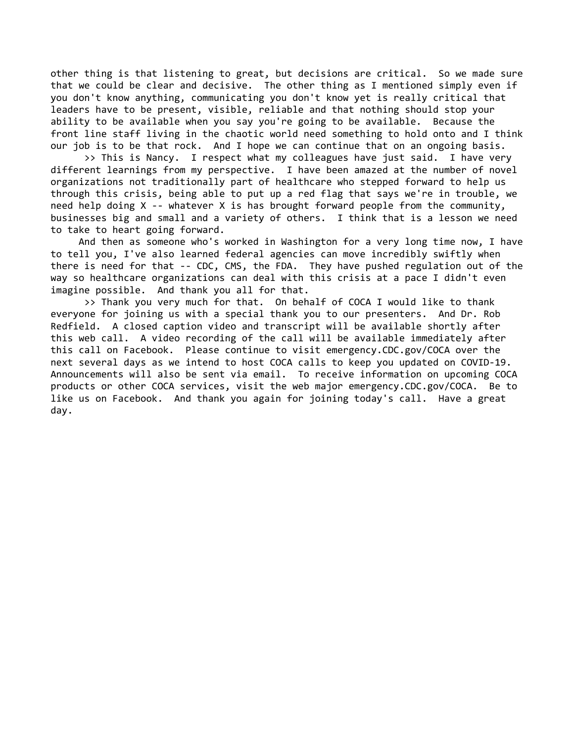other thing is that listening to great, but decisions are critical. So we made sure that we could be clear and decisive. The other thing as I mentioned simply even if you don't know anything, communicating you don't know yet is really critical that leaders have to be present, visible, reliable and that nothing should stop your ability to be available when you say you're going to be available. Because the front line staff living in the chaotic world need something to hold onto and I think our job is to be that rock. And I hope we can continue that on an ongoing basis.

>> This is Nancy. I respect what my colleagues have just said. I have very different learnings from my perspective. I have been amazed at the number of novel organizations not traditionally part of healthcare who stepped forward to help us through this crisis, being able to put up a red flag that says we're in trouble, we need help doing X -- whatever X is has brought forward people from the community, businesses big and small and a variety of others. I think that is a lesson we need to take to heart going forward.

And then as someone who's worked in Washington for a very long time now, I have to tell you, I've also learned federal agencies can move incredibly swiftly when there is need for that -- CDC, CMS, the FDA. They have pushed regulation out of the way so healthcare organizations can deal with this crisis at a pace I didn't even imagine possible. And thank you all for that.

>> Thank you very much for that. On behalf of COCA I would like to thank everyone for joining us with a special thank you to our presenters. And Dr. Rob Redfield. A closed caption video and transcript will be available shortly after this web call. A video recording of the call will be available immediately after this call on Facebook. Please continue to visit emergency.CDC.gov/COCA over the next several days as we intend to host COCA calls to keep you updated on COVID-19. Announcements will also be sent via email. To receive information on upcoming COCA products or other COCA services, visit the web major emergency.CDC.gov/COCA. Be to like us on Facebook. And thank you again for joining today's call. Have a great day.